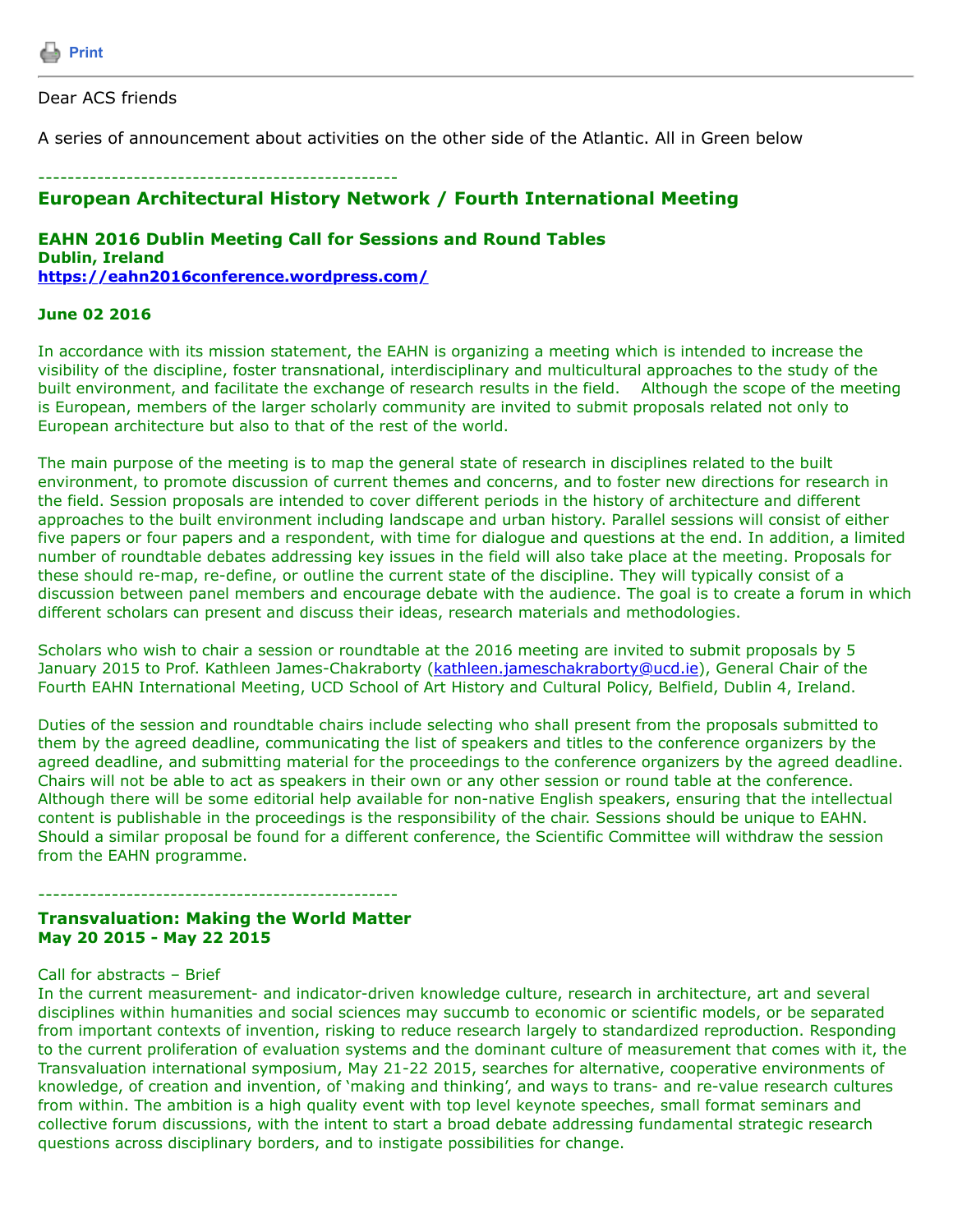Print

Dear ACS friends

A series of announcement about activities on the other side of the Atlantic. All in Green below

-------------------------------------------------

## European Architectural History Network / Fourth International Meeting

**EAHN 2016 Dublin Meeting Call for Sessions and Round Tables**
**Dublin, Ireland**
**https://eahn2016conference.wordpress.com/**

**June 02 2016**

In accordance with its mission statement, the EAHN is organizing a meeting which is intended to increase the visibility of the discipline, foster transnational, interdisciplinary and multicultural approaches to the study of the built environment, and facilitate the exchange of research results in the field. Although the scope of the meeting is European, members of the larger scholarly community are invited to submit proposals related not only to European architecture but also to that of the rest of the world.

The main purpose of the meeting is to map the general state of research in disciplines related to the built environment, to promote discussion of current themes and concerns, and to foster new directions for research in the field. Session proposals are intended to cover different periods in the history of architecture and different approaches to the built environment including landscape and urban history. Parallel sessions will consist of either five papers or four papers and a respondent, with time for dialogue and questions at the end. In addition, a limited number of roundtable debates addressing key issues in the field will also take place at the meeting. Proposals for these should re-map, re-define, or outline the current state of the discipline. They will typically consist of a discussion between panel members and encourage debate with the audience. The goal is to create a forum in which different scholars can present and discuss their ideas, research materials and methodologies.

Scholars who wish to chair a session or roundtable at the 2016 meeting are invited to submit proposals by 5 January 2015 to Prof. Kathleen James-Chakraborty (kathleen.jameschakraborty@ucd.ie), General Chair of the Fourth EAHN International Meeting, UCD School of Art History and Cultural Policy, Belfield, Dublin 4, Ireland.

Duties of the session and roundtable chairs include selecting who shall present from the proposals submitted to them by the agreed deadline, communicating the list of speakers and titles to the conference organizers by the agreed deadline, and submitting material for the proceedings to the conference organizers by the agreed deadline. Chairs will not be able to act as speakers in their own or any other session or round table at the conference. Although there will be some editorial help available for non-native English speakers, ensuring that the intellectual content is publishable in the proceedings is the responsibility of the chair. Sessions should be unique to EAHN. Should a similar proposal be found for a different conference, the Scientific Committee will withdraw the session from the EAHN programme.

-------------------------------------------------

## Transvaluation: Making the World Matter

**May 20 2015 - May 22 2015**

Call for abstracts – Brief
In the current measurement- and indicator-driven knowledge culture, research in architecture, art and several disciplines within humanities and social sciences may succumb to economic or scientific models, or be separated from important contexts of invention, risking to reduce research largely to standardized reproduction. Responding to the current proliferation of evaluation systems and the dominant culture of measurement that comes with it, the Transvaluation international symposium, May 21-22 2015, searches for alternative, cooperative environments of knowledge, of creation and invention, of 'making and thinking', and ways to trans- and re-value research cultures from within. The ambition is a high quality event with top level keynote speeches, small format seminars and collective forum discussions, with the intent to start a broad debate addressing fundamental strategic research questions across disciplinary borders, and to instigate possibilities for change.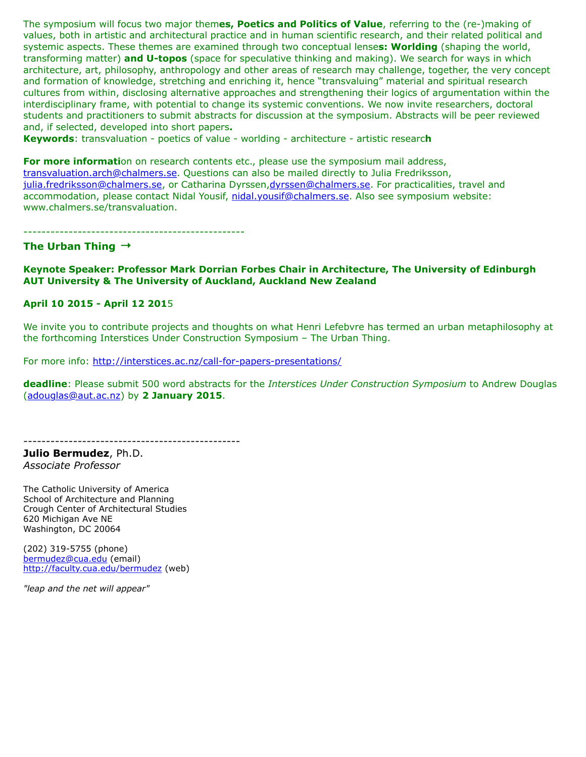The symposium will focus two major them**es, Poetics and Politics of Value**, referring to the (re-)making of values, both in artistic and architectural practice and in human scientific research, and their related political and systemic aspects. These themes are examined through two conceptual lense**s: Worlding** (shaping the world, transforming matter) **and U-topos** (space for speculative thinking and making). We search for ways in which architecture, art, philosophy, anthropology and other areas of research may challenge, together, the very concept and formation of knowledge, stretching and enriching it, hence "transvaluing" material and spiritual research cultures from within, disclosing alternative approaches and strengthening their logics of argumentation within the interdisciplinary frame, with potential to change its systemic conventions. We now invite researchers, doctoral students and practitioners to submit abstracts for discussion at the symposium. Abstracts will be peer reviewed and, if selected, developed into short papers**.**
**Keywords**: transvaluation - poetics of value - worlding - architecture - artistic researc**h**

**For more informati**on on research contents etc., please use the symposium mail address, transvaluation.arch@chalmers.se. Questions can also be mailed directly to Julia Fredriksson, julia.fredriksson@chalmers.se, or Catharina Dyrssen,dyrssen@chalmers.se. For practicalities, travel and accommodation, please contact Nidal Yousif, nidal.yousif@chalmers.se. Also see symposium website: www.chalmers.se/transvaluation.

------------------------------------------------

**The Urban Thing →**

**Keynote Speaker: Professor Mark Dorrian Forbes Chair in Architecture, The University of Edinburgh AUT University & The University of Auckland, Auckland New Zealand**

**April 10 2015 - April 12 201**5

We invite you to contribute projects and thoughts on what Henri Lefebvre has termed an urban metaphilosophy at the forthcoming Interstices Under Construction Symposium – The Urban Thing.

For more info: http://interstices.ac.nz/call-for-papers-presentations/

**deadline**: Please submit 500 word abstracts for the *Interstices Under Construction Symposium* to Andrew Douglas (adouglas@aut.ac.nz) by **2 January 2015**.

------------------------------------------------
**Julio Bermudez**, Ph.D.
*Associate Professor*

The Catholic University of America
School of Architecture and Planning
Crough Center of Architectural Studies
620 Michigan Ave NE
Washington, DC 20064

(202) 319-5755 (phone)
bermudez@cua.edu (email)
http://faculty.cua.edu/bermudez (web)

*"leap and the net will appear"*